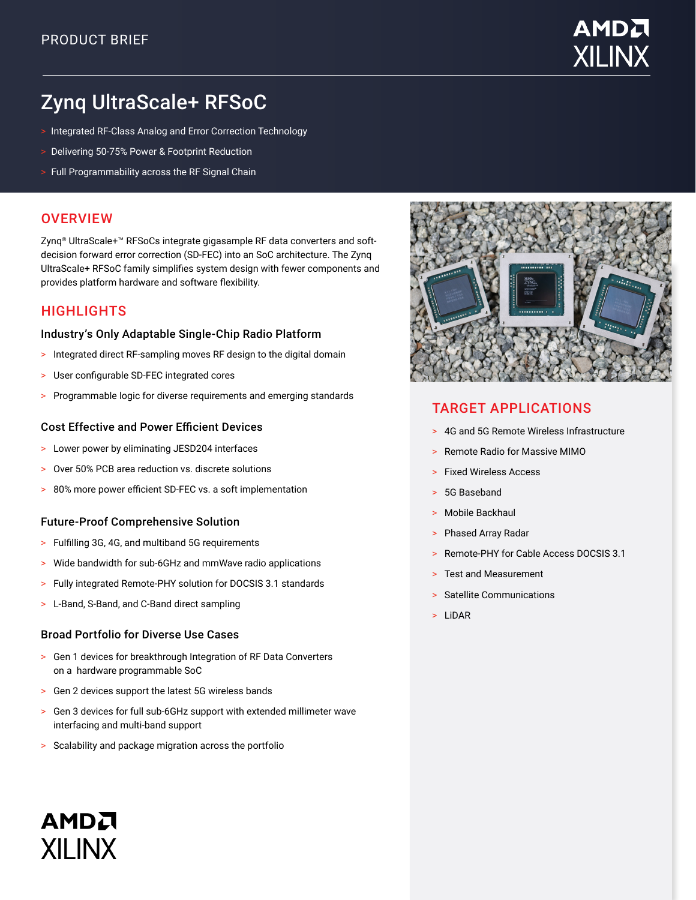PRODUCT BRIEF

# Zynq UltraScale+ RFSoC

- Integrated RF-Class Analog and Error Correction Technology
- Delivering 50-75% Power & Footprint Reduction
- Full Programmability across the RF Signal Chain

## OVERVIEW

Zynq® UltraScale+™ RFSoCs integrate gigasample RF data converters and soft-decision forward error correction (SD-FEC) into an SoC architecture. The Zynq UltraScale+ RFSoC family simplifies system design with fewer components and provides platform hardware and software flexibility.

## HIGHLIGHTS

### Industry's Only Adaptable Single-Chip Radio Platform

- Integrated direct RF-sampling moves RF design to the digital domain
- User configurable SD-FEC integrated cores
- Programmable logic for diverse requirements and emerging standards

### Cost Effective and Power Efficient Devices

- Lower power by eliminating JESD204 interfaces
- Over 50% PCB area reduction vs. discrete solutions
- 80% more power efficient SD-FEC vs. a soft implementation

### Future-Proof Comprehensive Solution

- Fulfilling 3G, 4G, and multiband 5G requirements
- Wide bandwidth for sub-6GHz and mmWave radio applications
- Fully integrated Remote-PHY solution for DOCSIS 3.1 standards
- L-Band, S-Band, and C-Band direct sampling

### Broad Portfolio for Diverse Use Cases

- Gen 1 devices for breakthrough Integration of RF Data Converters on a hardware programmable SoC
- Gen 2 devices support the latest 5G wireless bands
- Gen 3 devices for full sub-6GHz support with extended millimeter wave interfacing and multi-band support
- Scalability and package migration across the portfolio

## TARGET APPLICATIONS

- 4G and 5G Remote Wireless Infrastructure
- Remote Radio for Massive MIMO
- Fixed Wireless Access
- 5G Baseband
- Mobile Backhaul
- Phased Array Radar
- Remote-PHY for Cable Access DOCSIS 3.1
- Test and Measurement
- Satellite Communications
- LiDAR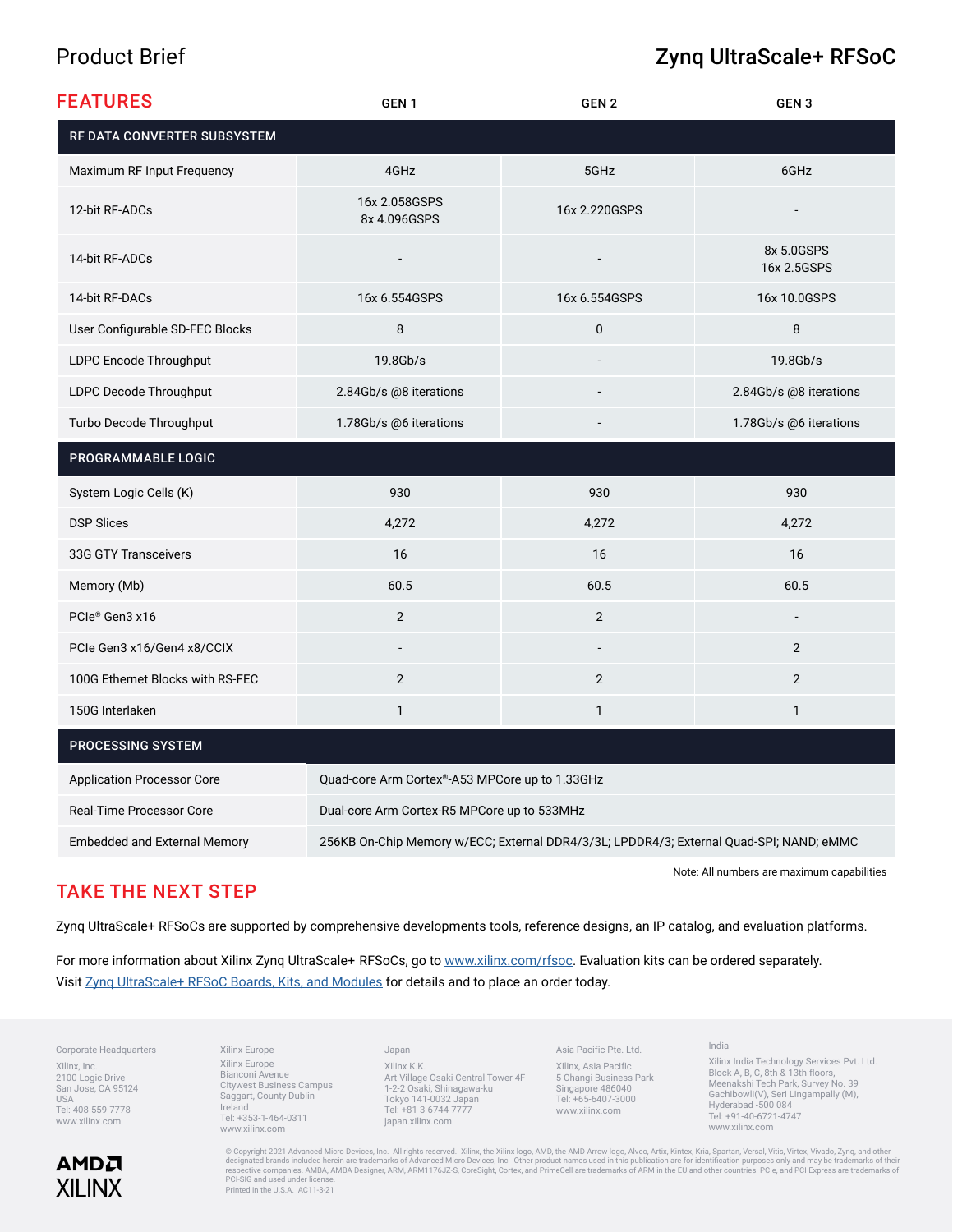## FEATURES

| FEATURES | GEN 1 | GEN 2 | GEN 3 |
|---|---|---|---|
| **RF DATA CONVERTER SUBSYSTEM** | | | |
| Maximum RF Input Frequency | 4GHz | 5GHz | 6GHz |
| 12-bit RF-ADCs | 16x 2.058GSPS<br>8x 4.096GSPS | 16x 2.220GSPS | - |
| 14-bit RF-ADCs | - | - | 8x 5.0GSPS<br>16x 2.5GSPS |
| 14-bit RF-DACs | 16x 6.554GSPS | 16x 6.554GSPS | 16x 10.0GSPS |
| User Configurable SD-FEC Blocks | 8 | 0 | 8 |
| LDPC Encode Throughput | 19.8Gb/s | - | 19.8Gb/s |
| LDPC Decode Throughput | 2.84Gb/s @8 iterations | - | 2.84Gb/s @8 iterations |
| Turbo Decode Throughput | 1.78Gb/s @6 iterations | - | 1.78Gb/s @6 iterations |
| **PROGRAMMABLE LOGIC** | | | |
| System Logic Cells (K) | 930 | 930 | 930 |
| DSP Slices | 4,272 | 4,272 | 4,272 |
| 33G GTY Transceivers | 16 | 16 | 16 |
| Memory (Mb) | 60.5 | 60.5 | 60.5 |
| PCIe® Gen3 x16 | 2 | 2 | - |
| PCIe Gen3 x16/Gen4 x8/CCIX | - | - | 2 |
| 100G Ethernet Blocks with RS-FEC | 2 | 2 | 2 |
| 150G Interlaken | 1 | 1 | 1 |

| **PROCESSING SYSTEM** | |
|---|---|
| Application Processor Core | Quad-core Arm Cortex®-A53 MPCore up to 1.33GHz |
| Real-Time Processor Core | Dual-core Arm Cortex-R5 MPCore up to 533MHz |
| Embedded and External Memory | 256KB On-Chip Memory w/ECC; External DDR4/3/3L; LPDDR4/3; External Quad-SPI; NAND; eMMC |

Note: All numbers are maximum capabilities

## TAKE THE NEXT STEP

Zynq UltraScale+ RFSoCs are supported by comprehensive developments tools, reference designs, an IP catalog, and evaluation platforms.

For more information about Xilinx Zynq UltraScale+ RFSoCs, go to www.xilinx.com/rfsoc. Evaluation kits can be ordered separately. Visit Zynq UltraScale+ RFSoC Boards, Kits, and Modules for details and to place an order today.

Corporate Headquarters
Xilinx, Inc.
2100 Logic Drive
San Jose, CA 95124
USA
Tel: 408-559-7778
www.xilinx.com

Xilinx Europe
Xilinx Europe
Bianconi Avenue
Citywest Business Campus
Saggart, County Dublin
Ireland
Tel: +353-1-464-0311
www.xilinx.com

Japan
Xilinx K.K.
Art Village Osaki Central Tower 4F
1-2-2 Osaki, Shinagawa-ku
Tokyo 141-0032 Japan
Tel: +81-3-6744-7777
japan.xilinx.com

Asia Pacific Pte. Ltd.
Xilinx, Asia Pacific
5 Changi Business Park
Singapore 486040
Tel: +65-6407-3000
www.xilinx.com

India
Xilinx India Technology Services Pvt. Ltd.
Block A, B, C, 8th & 13th floors,
Meenakshi Tech Park, Survey No. 39
Gachibowli(V), Seri Lingampally (M),
Hyderabad -500 084
Tel: +91-40-6721-4747
www.xilinx.com

© Copyright 2021 Advanced Micro Devices, Inc. All rights reserved. Xilinx, the Xilinx logo, AMD, the AMD Arrow logo, Alveo, Artix, Kintex, Kria, Spartan, Versal, Vitis, Virtex, Vivado, Zynq, and other designated brands included herein are trademarks of Advanced Micro Devices, Inc. Other product names used in this publication are for identification purposes only and may be trademarks of their respective companies. AMBA, AMBA Designer, ARM, ARM1176JZ-S, CoreSight, Cortex, and PrimeCell are trademarks of ARM in the EU and other countries. PCIe, and PCI Express are trademarks of PCI-SIG and used under license.
Printed in the U.S.A. AC11-3-21

AMD XILINX